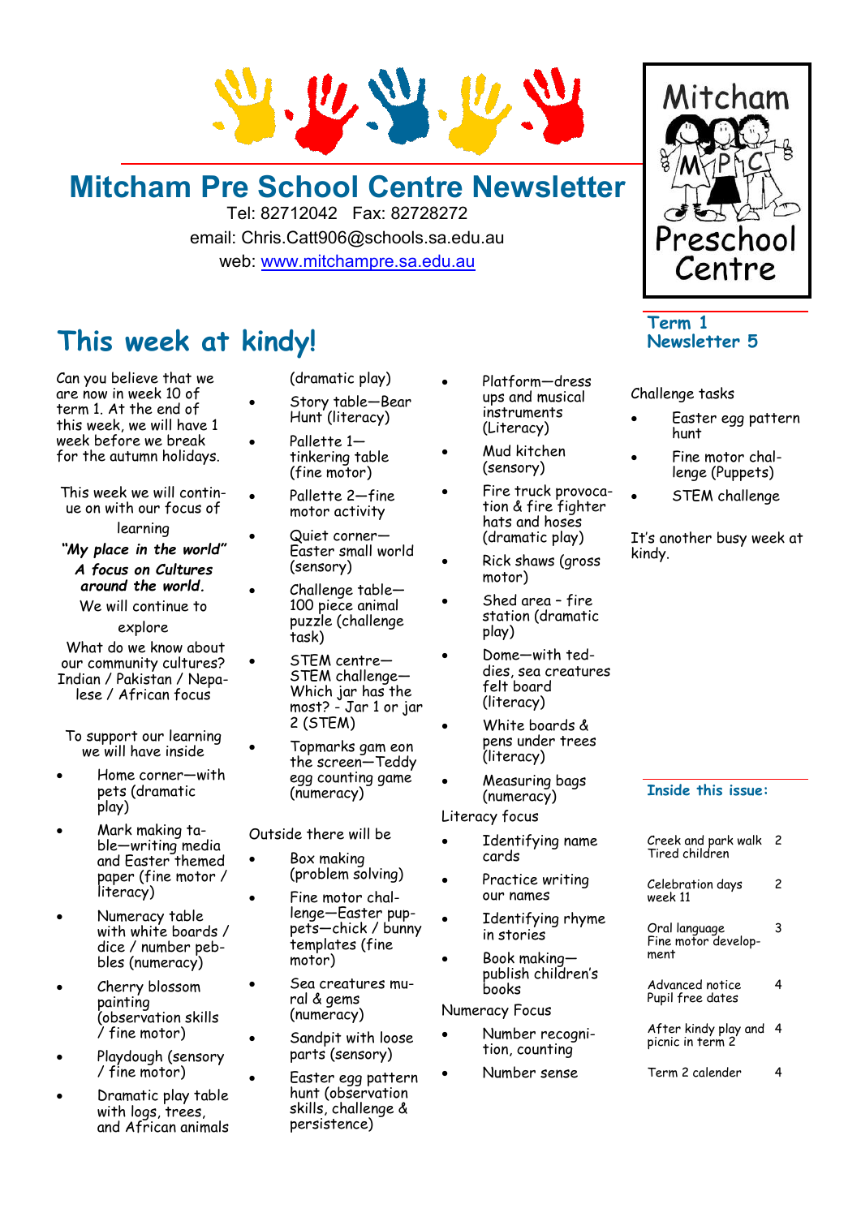# Mitcham Pre School Centre Newsletter

Tel: 82712042 Fax: 82728272

email: Chris.Catt906@schools.sa.edu.au

web: www.mitchampre.sa.edu.au

Mitcham MPC Preschool Centre

**Term 1 Newsletter 5**

## This week at kindy!

Can you believe that we are now in week 10 of term 1. At the end of this week, we will have 1 week before we break for the autumn holidays.

This week we will continue on with our focus of learning

***"My place in the world"***

***A focus on Cultures around the world.***

We will continue to explore

What do we know about our community cultures? Indian / Pakistan / Nepalese / African focus

To support our learning we will have inside

- Home corner—with pets (dramatic play)
- Mark making table—writing media and Easter themed paper (fine motor / literacy)
- Numeracy table with white boards / dice / number pebbles (numeracy)
- Cherry blossom painting (observation skills / fine motor)
- Playdough (sensory / fine motor)
- Dramatic play table with logs, trees, and African animals (dramatic play)
- Story table—Bear Hunt (literacy)
- Pallette 1—tinkering table (fine motor)
- Pallette 2—fine motor activity
- Quiet corner—Easter small world (sensory)
- Challenge table—100 piece animal puzzle (challenge task)
- STEM centre—STEM challenge—Which jar has the most? - Jar 1 or jar 2 (STEM)
- Topmarks gam eon the screen—Teddy egg counting game (numeracy)

Outside there will be

- Box making (problem solving)
- Fine motor challenge—Easter puppets—chick / bunny templates (fine motor)
- Sea creatures mural & gems (numeracy)
- Sandpit with loose parts (sensory)
- Easter egg pattern hunt (observation skills, challenge & persistence)
- Platform—dress ups and musical instruments (Literacy)
- Mud kitchen (sensory)
- Fire truck provocation & fire fighter hats and hoses (dramatic play)
- Rick shaws (gross motor)
- Shed area - fire station (dramatic play)
- Dome—with teddies, sea creatures felt board (literacy)
- White boards & pens under trees (literacy)
- Measuring bags (numeracy)

Literacy focus

- Identifying name cards
- Practice writing our names
- Identifying rhyme in stories
- Book making—publish children's books

Numeracy Focus

- Number recognition, counting
- Number sense

Challenge tasks

- Easter egg pattern hunt
- Fine motor challenge (Puppets)
- STEM challenge

It's another busy week at kindy.

**Inside this issue:**

| | |
|---|---|
| Creek and park walk Tired children | 2 |
| Celebration days week 11 | 2 |
| Oral language Fine motor development | 3 |
| Advanced notice Pupil free dates | 4 |
| After kindy play and picnic in term 2 | 4 |
| Term 2 calender | 4 |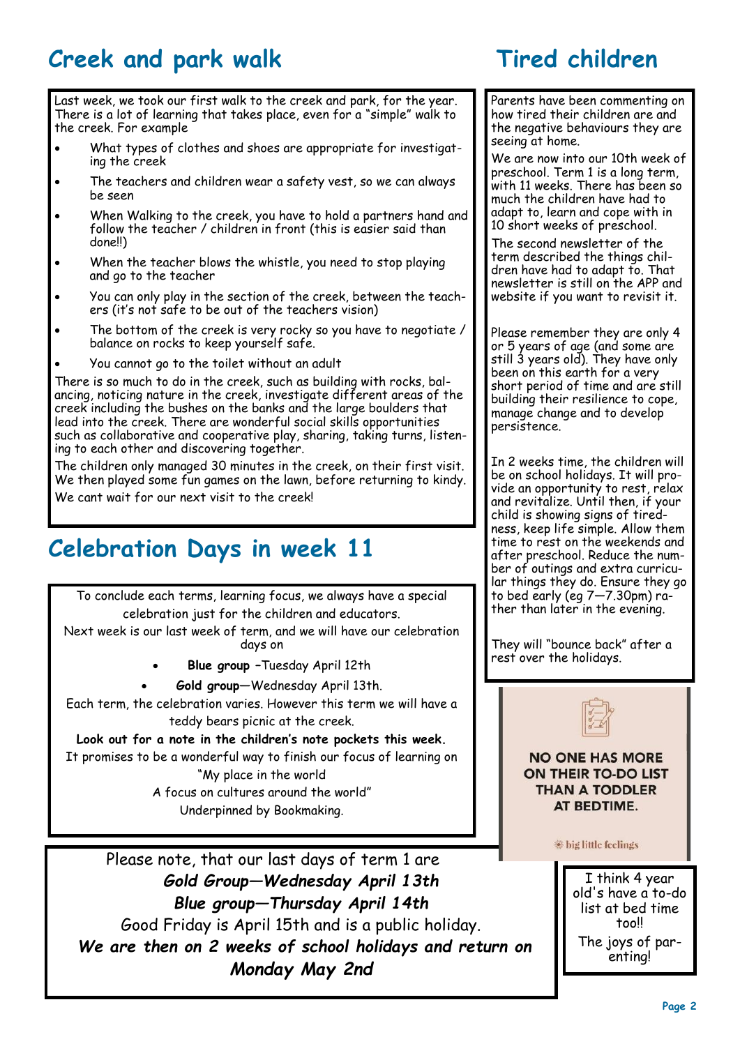## Creek and park walk

Last week, we took our first walk to the creek and park, for the year. There is a lot of learning that takes place, even for a "simple" walk to the creek. For example

- What types of clothes and shoes are appropriate for investigating the creek
- The teachers and children wear a safety vest, so we can always be seen
- When Walking to the creek, you have to hold a partners hand and follow the teacher / children in front (this is easier said than done!!)
- When the teacher blows the whistle, you need to stop playing and go to the teacher
- You can only play in the section of the creek, between the teachers (it's not safe to be out of the teachers vision)
- The bottom of the creek is very rocky so you have to negotiate / balance on rocks to keep yourself safe.
- You cannot go to the toilet without an adult

There is so much to do in the creek, such as building with rocks, balancing, noticing nature in the creek, investigate different areas of the creek including the bushes on the banks and the large boulders that lead into the creek. There are wonderful social skills opportunities such as collaborative and cooperative play, sharing, taking turns, listening to each other and discovering together.

The children only managed 30 minutes in the creek, on their first visit. We then played some fun games on the lawn, before returning to kindy.

We cant wait for our next visit to the creek!

## Celebration Days in week 11

To conclude each terms, learning focus, we always have a special celebration just for the children and educators.

Next week is our last week of term, and we will have our celebration days on

- **Blue group** –Tuesday April 12th
- **Gold group**—Wednesday April 13th.

Each term, the celebration varies. However this term we will have a teddy bears picnic at the creek.

**Look out for a note in the children's note pockets this week.**

It promises to be a wonderful way to finish our focus of learning on "My place in the world
A focus on cultures around the world"
Underpinned by Bookmaking.

Please note, that our last days of term 1 are

***Gold Group—Wednesday April 13th***

***Blue group—Thursday April 14th***

Good Friday is April 15th and is a public holiday.

***We are then on 2 weeks of school holidays and return on Monday May 2nd***

## Tired children

Parents have been commenting on how tired their children are and the negative behaviours they are seeing at home.

We are now into our 10th week of preschool. Term 1 is a long term, with 11 weeks. There has been so much the children have had to adapt to, learn and cope with in 10 short weeks of preschool.

The second newsletter of the term described the things children have had to adapt to. That newsletter is still on the APP and website if you want to revisit it.

Please remember they are only 4 or 5 years of age (and some are still 3 years old). They have only been on this earth for a very short period of time and are still building their resilience to cope, manage change and to develop persistence.

In 2 weeks time, the children will be on school holidays. It will provide an opportunity to rest, relax and revitalize. Until then, if your child is showing signs of tiredness, keep life simple. Allow them time to rest on the weekends and after preschool. Reduce the number of outings and extra curricular things they do. Ensure they go to bed early (eg 7—7.30pm) rather than later in the evening.

They will "bounce back" after a rest over the holidays.

NO ONE HAS MORE ON THEIR TO-DO LIST THAN A TODDLER AT BEDTIME.

big little feelings

I think 4 year old's have a to-do list at bed time too!!

The joys of parenting!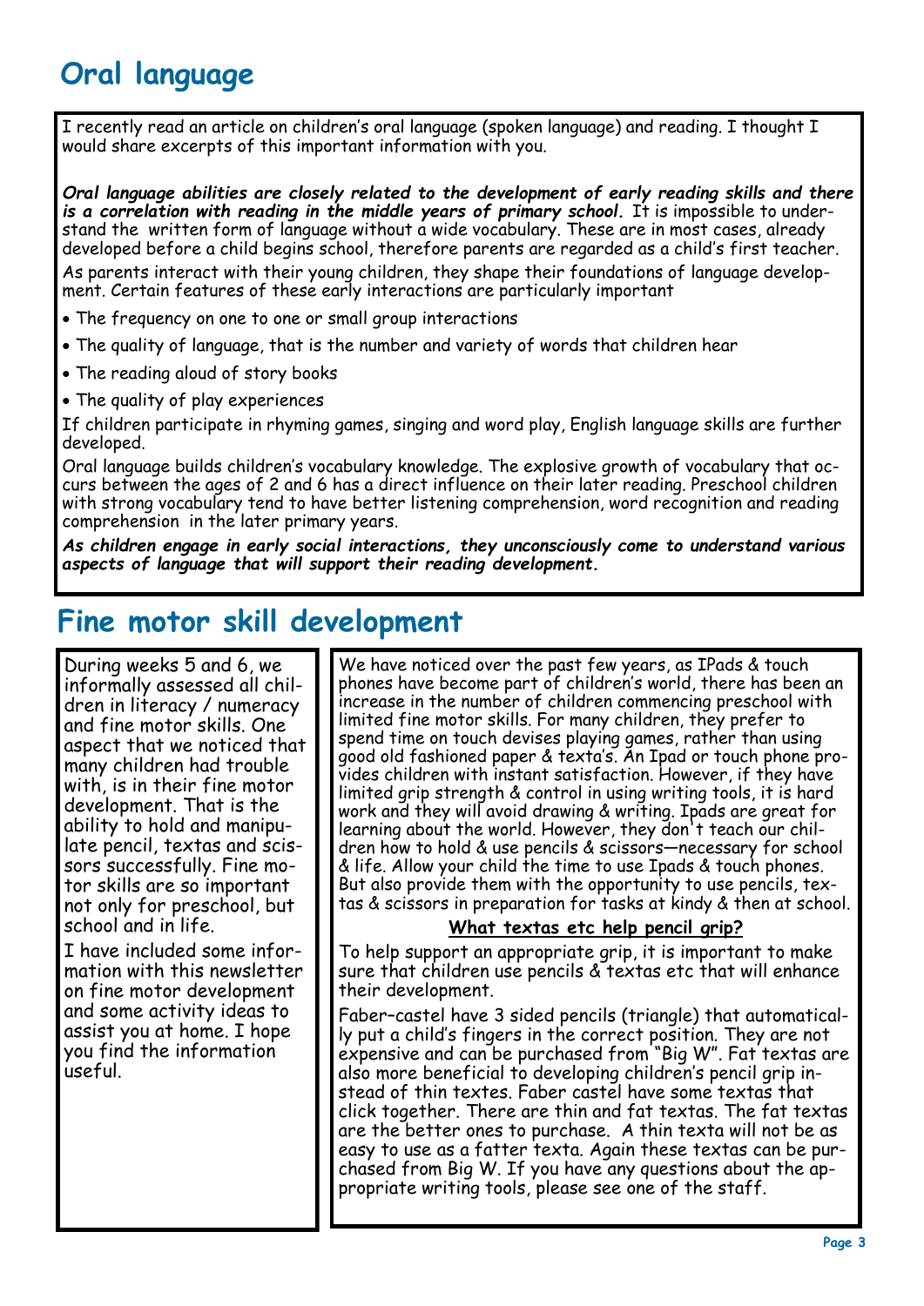# Oral language

I recently read an article on children's oral language (spoken language) and reading. I thought I would share excerpts of this important information with you.

***Oral language abilities are closely related to the development of early reading skills and there is a correlation with reading in the middle years of primary school.*** It is impossible to understand the written form of language without a wide vocabulary. These are in most cases, already developed before a child begins school, therefore parents are regarded as a child's first teacher.

As parents interact with their young children, they shape their foundations of language development. Certain features of these early interactions are particularly important

- The frequency on one to one or small group interactions
- The quality of language, that is the number and variety of words that children hear
- The reading aloud of story books
- The quality of play experiences

If children participate in rhyming games, singing and word play, English language skills are further developed.

Oral language builds children's vocabulary knowledge. The explosive growth of vocabulary that occurs between the ages of 2 and 6 has a direct influence on their later reading. Preschool children with strong vocabulary tend to have better listening comprehension, word recognition and reading comprehension in the later primary years.

***As children engage in early social interactions, they unconsciously come to understand various aspects of language that will support their reading development.***

# Fine motor skill development

During weeks 5 and 6, we informally assessed all children in literacy / numeracy and fine motor skills. One aspect that we noticed that many children had trouble with, is in their fine motor development. That is the ability to hold and manipulate pencil, textas and scissors successfully. Fine motor skills are so important not only for preschool, but school and in life.

I have included some information with this newsletter on fine motor development and some activity ideas to assist you at home. I hope you find the information useful.

We have noticed over the past few years, as IPads & touch phones have become part of children's world, there has been an increase in the number of children commencing preschool with limited fine motor skills. For many children, they prefer to spend time on touch devises playing games, rather than using good old fashioned paper & texta's. An Ipad or touch phone provides children with instant satisfaction. However, if they have limited grip strength & control in using writing tools, it is hard work and they will avoid drawing & writing. Ipads are great for learning about the world. However, they don't teach our children how to hold & use pencils & scissors—necessary for school & life. Allow your child the time to use Ipads & touch phones. But also provide them with the opportunity to use pencils, textas & scissors in preparation for tasks at kindy & then at school.

**<u>What textas etc help pencil grip?</u>**

To help support an appropriate grip, it is important to make sure that children use pencils & textas etc that will enhance their development.

Faber–castel have 3 sided pencils (triangle) that automatically put a child's fingers in the correct position. They are not expensive and can be purchased from "Big W". Fat textas are also more beneficial to developing children's pencil grip instead of thin textes. Faber castel have some textas that click together. There are thin and fat textas. The fat textas are the better ones to purchase. A thin texta will not be as easy to use as a fatter texta. Again these textas can be purchased from Big W. If you have any questions about the appropriate writing tools, please see one of the staff.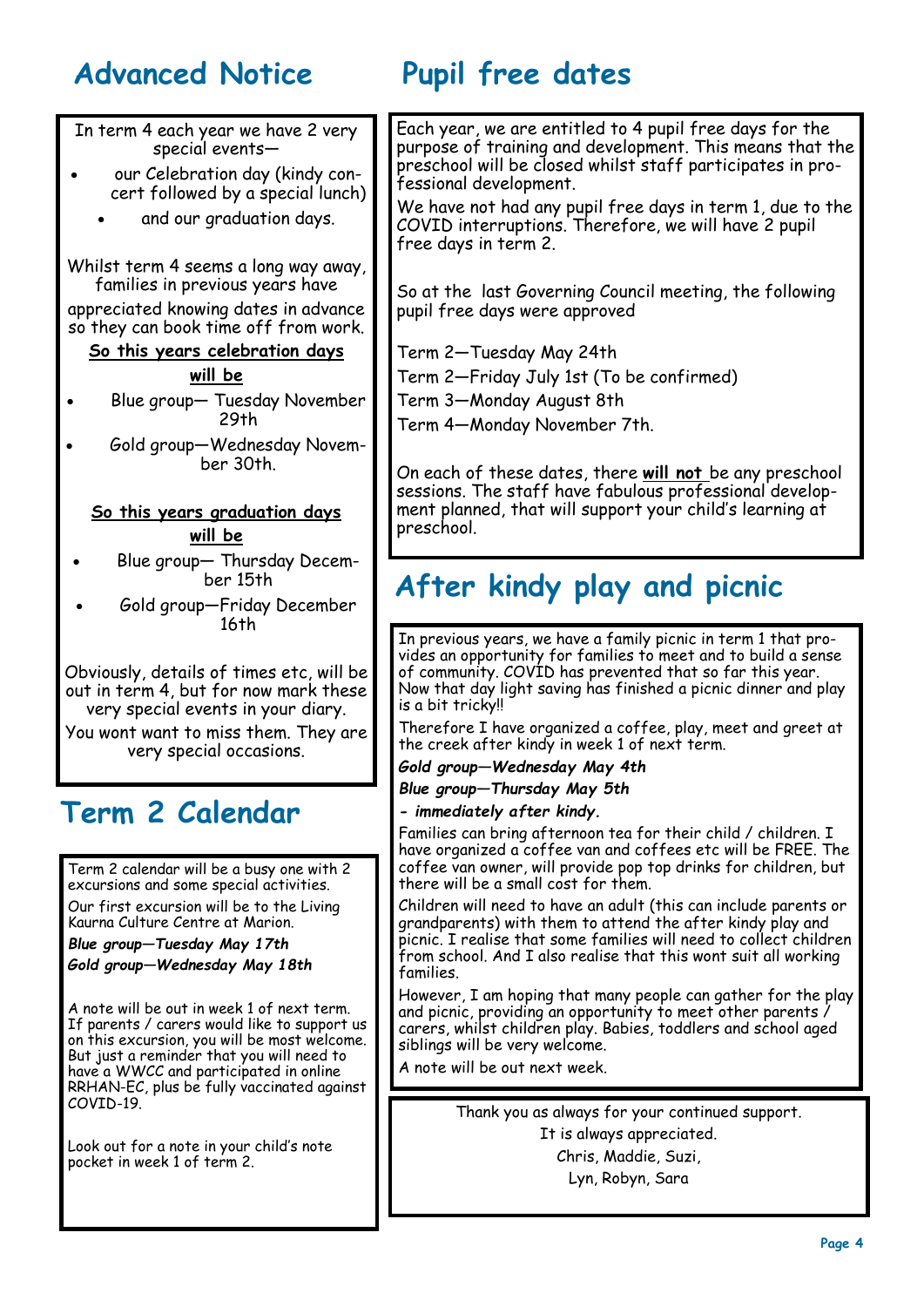## Advanced Notice

In term 4 each year we have 2 very special events—

- our Celebration day (kindy concert followed by a special lunch)
- and our graduation days.

Whilst term 4 seems a long way away, families in previous years have appreciated knowing dates in advance so they can book time off from work.

**So this years celebration days will be**

- Blue group— Tuesday November 29th
- Gold group—Wednesday November 30th.

**So this years graduation days will be**

- Blue group— Thursday December 15th
- Gold group—Friday December 16th

Obviously, details of times etc, will be out in term 4, but for now mark these very special events in your diary.

You wont want to miss them. They are very special occasions.

## Term 2 Calendar

Term 2 calendar will be a busy one with 2 excursions and some special activities.

Our first excursion will be to the Living Kaurna Culture Centre at Marion.

***Blue group—Tuesday May 17th***

***Gold group—Wednesday May 18th***

A note will be out in week 1 of next term. If parents / carers would like to support us on this excursion, you will be most welcome. But just a reminder that you will need to have a WWCC and participated in online RRHAN-EC, plus be fully vaccinated against COVID-19.

Look out for a note in your child's note pocket in week 1 of term 2.

## Pupil free dates

Each year, we are entitled to 4 pupil free days for the purpose of training and development. This means that the preschool will be closed whilst staff participates in professional development.

We have not had any pupil free days in term 1, due to the COVID interruptions. Therefore, we will have 2 pupil free days in term 2.

So at the last Governing Council meeting, the following pupil free days were approved

Term 2—Tuesday May 24th

Term 2—Friday July 1st (To be confirmed)

Term 3—Monday August 8th

Term 4—Monday November 7th.

On each of these dates, there **will not** be any preschool sessions. The staff have fabulous professional development planned, that will support your child's learning at preschool.

## After kindy play and picnic

In previous years, we have a family picnic in term 1 that provides an opportunity for families to meet and to build a sense of community. COVID has prevented that so far this year. Now that day light saving has finished a picnic dinner and play is a bit tricky!!

Therefore I have organized a coffee, play, meet and greet at the creek after kindy in week 1 of next term.

***Gold group—Wednesday May 4th***

***Blue group—Thursday May 5th***

***- immediately after kindy.***

Families can bring afternoon tea for their child / children. I have organized a coffee van and coffees etc will be FREE. The coffee van owner, will provide pop top drinks for children, but there will be a small cost for them.

Children will need to have an adult (this can include parents or grandparents) with them to attend the after kindy play and picnic. I realise that some families will need to collect children from school. And I also realise that this wont suit all working families.

However, I am hoping that many people can gather for the play and picnic, providing an opportunity to meet other parents / carers, whilst children play. Babies, toddlers and school aged siblings will be very welcome.

A note will be out next week.

Thank you as always for your continued support.
It is always appreciated.
Chris, Maddie, Suzi,
Lyn, Robyn, Sara